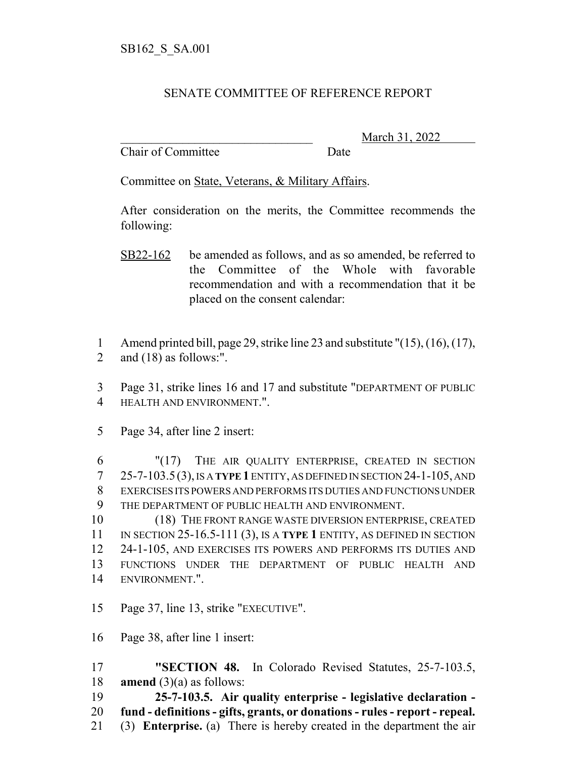SB162_S_SA.001

SENATE COMMITTEE OF REFERENCE REPORT

\_\_\_\_\_\_\_\_\_\_\_\_\_\_\_\_\_\_\_\_\_\_\_\_\_\_\_\_\_\_\_\_ March 31, 2022

Chair of Committee Date

Committee on State, Veterans, & Military Affairs.

After consideration on the merits, the Committee recommends the following:

SB22-162 be amended as follows, and as so amended, be referred to the Committee of the Whole with favorable recommendation and with a recommendation that it be placed on the consent calendar:

1 Amend printed bill, page 29, strike line 23 and substitute "(15), (16), (17),
2 and (18) as follows:".

3 Page 31, strike lines 16 and 17 and substitute "DEPARTMENT OF PUBLIC
4 HEALTH AND ENVIRONMENT.".

5 Page 34, after line 2 insert:

6 "(17) THE AIR QUALITY ENTERPRISE, CREATED IN SECTION
7 25-7-103.5 (3), IS A **TYPE 1** ENTITY, AS DEFINED IN SECTION 24-1-105, AND
8 EXERCISES ITS POWERS AND PERFORMS ITS DUTIES AND FUNCTIONS UNDER
9 THE DEPARTMENT OF PUBLIC HEALTH AND ENVIRONMENT.
10 (18) THE FRONT RANGE WASTE DIVERSION ENTERPRISE, CREATED
11 IN SECTION 25-16.5-111 (3), IS A **TYPE 1** ENTITY, AS DEFINED IN SECTION
12 24-1-105, AND EXERCISES ITS POWERS AND PERFORMS ITS DUTIES AND
13 FUNCTIONS UNDER THE DEPARTMENT OF PUBLIC HEALTH AND
14 ENVIRONMENT.".

15 Page 37, line 13, strike "EXECUTIVE".

16 Page 38, after line 1 insert:

17 **"SECTION 48.** In Colorado Revised Statutes, 25-7-103.5,
18 **amend** (3)(a) as follows:
19 **25-7-103.5. Air quality enterprise - legislative declaration -**
20 **fund - definitions - gifts, grants, or donations - rules - report - repeal.**
21 (3) **Enterprise.** (a) There is hereby created in the department the air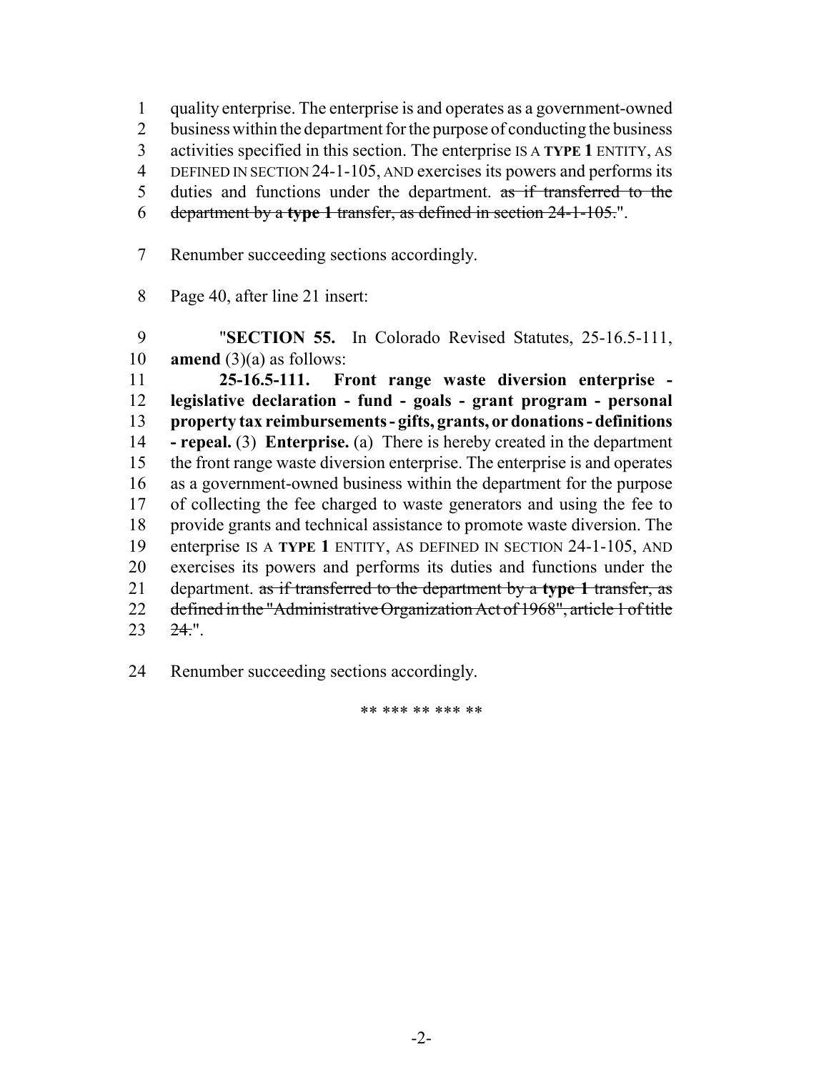quality enterprise. The enterprise is and operates as a government-owned business within the department for the purpose of conducting the business activities specified in this section. The enterprise IS A **TYPE 1** ENTITY, AS DEFINED IN SECTION 24-1-105, AND exercises its powers and performs its duties and functions under the department. ~~as if transferred to the department by a **type 1** transfer, as defined in section 24-1-105.~~".

Renumber succeeding sections accordingly.

Page 40, after line 21 insert:

"**SECTION 55.** In Colorado Revised Statutes, 25-16.5-111, **amend** (3)(a) as follows:

**25-16.5-111. Front range waste diversion enterprise - legislative declaration - fund - goals - grant program - personal property tax reimbursements - gifts, grants, or donations - definitions - repeal.** (3) **Enterprise.** (a) There is hereby created in the department the front range waste diversion enterprise. The enterprise is and operates as a government-owned business within the department for the purpose of collecting the fee charged to waste generators and using the fee to provide grants and technical assistance to promote waste diversion. The enterprise IS A **TYPE 1** ENTITY, AS DEFINED IN SECTION 24-1-105, AND exercises its powers and performs its duties and functions under the department. ~~as if transferred to the department by a **type 1** transfer, as defined in the "Administrative Organization Act of 1968", article 1 of title 24.~~".

Renumber succeeding sections accordingly.

** *** ** *** **